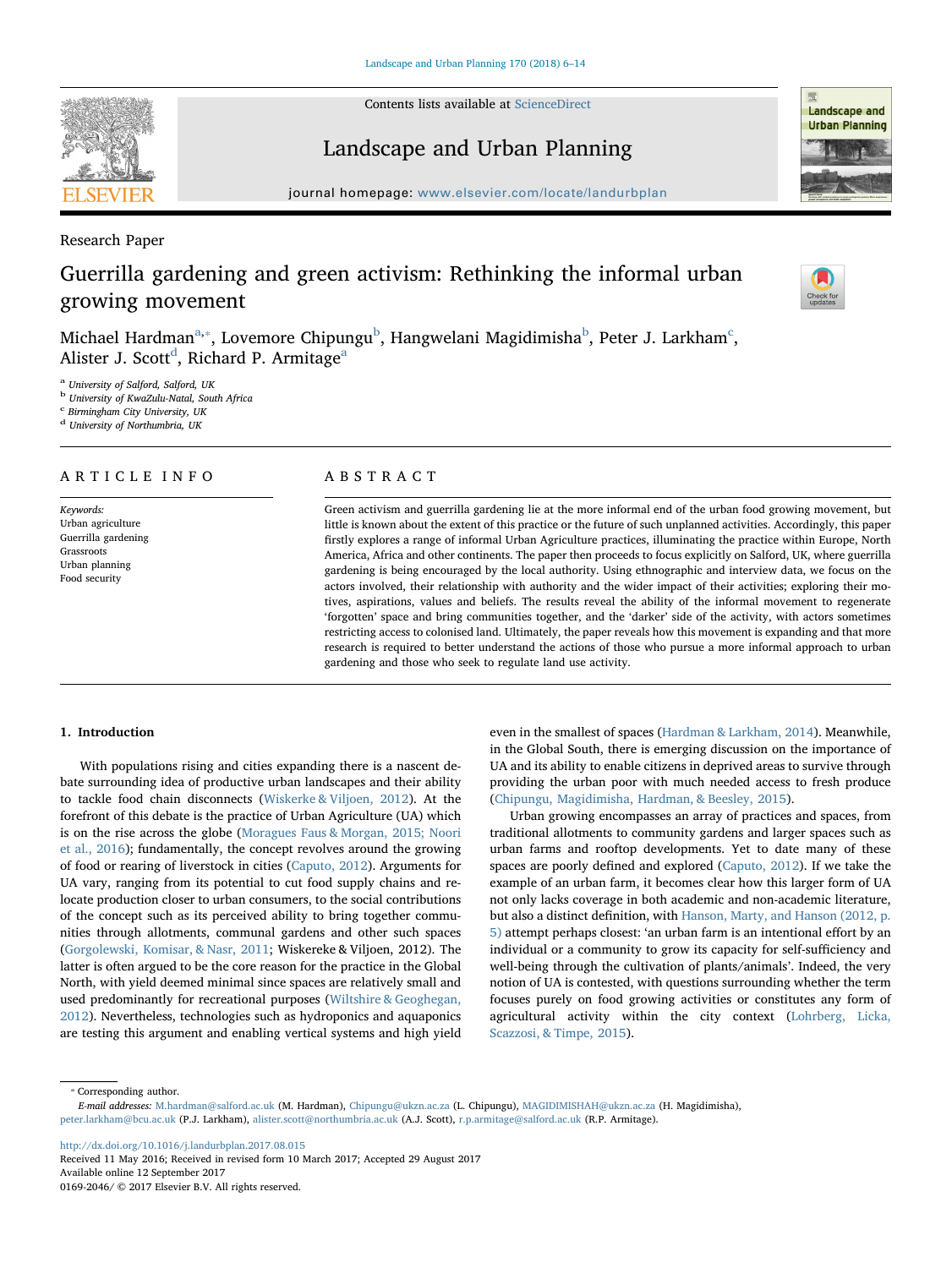Research Paper

# Guerrilla gardening and green activism: Rethinking the informal urban growing movement

Michael Hardman[a,*], Lovemore Chipungu[b], Hangwelani Magidimisha[b], Peter J. Larkham[c], Alister J. Scott[d], Richard P. Armitage[a]

[a] University of Salford, Salford, UK
[b] University of KwaZulu-Natal, South Africa
[c] Birmingham City University, UK
[d] University of Northumbria, UK

## ARTICLE INFO

*Keywords:*
Urban agriculture
Guerrilla gardening
Grassroots
Urban planning
Food security

## ABSTRACT

Green activism and guerrilla gardening lie at the more informal end of the urban food growing movement, but little is known about the extent of this practice or the future of such unplanned activities. Accordingly, this paper firstly explores a range of informal Urban Agriculture practices, illuminating the practice within Europe, North America, Africa and other continents. The paper then proceeds to focus explicitly on Salford, UK, where guerrilla gardening is being encouraged by the local authority. Using ethnographic and interview data, we focus on the actors involved, their relationship with authority and the wider impact of their activities; exploring their motives, aspirations, values and beliefs. The results reveal the ability of the informal movement to regenerate 'forgotten' space and bring communities together, and the 'darker' side of the activity, with actors sometimes restricting access to colonised land. Ultimately, the paper reveals how this movement is expanding and that more research is required to better understand the actions of those who pursue a more informal approach to urban gardening and those who seek to regulate land use activity.

## 1. Introduction

With populations rising and cities expanding there is a nascent debate surrounding idea of productive urban landscapes and their ability to tackle food chain disconnects (Wiskerke & Viljoen, 2012). At the forefront of this debate is the practice of Urban Agriculture (UA) which is on the rise across the globe (Moragues Faus & Morgan, 2015; Noori et al., 2016); fundamentally, the concept revolves around the growing of food or rearing of liverstock in cities (Caputo, 2012). Arguments for UA vary, ranging from its potential to cut food supply chains and relocate production closer to urban consumers, to the social contributions of the concept such as its perceived ability to bring together communities through allotments, communal gardens and other such spaces (Gorgolewski, Komisar, & Nasr, 2011; Wiskereke & Viljoen, 2012). The latter is often argued to be the core reason for the practice in the Global North, with yield deemed minimal since spaces are relatively small and used predominantly for recreational purposes (Wiltshire & Geoghegan, 2012). Nevertheless, technologies such as hydroponics and aquaponics are testing this argument and enabling vertical systems and high yield even in the smallest of spaces (Hardman & Larkham, 2014). Meanwhile, in the Global South, there is emerging discussion on the importance of UA and its ability to enable citizens in deprived areas to survive through providing the urban poor with much needed access to fresh produce (Chipungu, Magidimisha, Hardman, & Beesley, 2015).

Urban growing encompasses an array of practices and spaces, from traditional allotments to community gardens and larger spaces such as urban farms and rooftop developments. Yet to date many of these spaces are poorly defined and explored (Caputo, 2012). If we take the example of an urban farm, it becomes clear how this larger form of UA not only lacks coverage in both academic and non-academic literature, but also a distinct definition, with Hanson, Marty, and Hanson (2012, p. 5) attempt perhaps closest: 'an urban farm is an intentional effort by an individual or a community to grow its capacity for self-sufficiency and well-being through the cultivation of plants/animals'. Indeed, the very notion of UA is contested, with questions surrounding whether the term focuses purely on food growing activities or constitutes any form of agricultural activity within the city context (Lohrberg, Licka, Scazzosi, & Timpe, 2015).

* Corresponding author.
*E-mail addresses:* M.hardman@salford.ac.uk (M. Hardman), Chipungu@ukzn.ac.za (L. Chipungu), MAGIDIMISHAH@ukzn.ac.za (H. Magidimisha), peter.larkham@bcu.ac.uk (P.J. Larkham), alister.scott@northumbria.ac.uk (A.J. Scott), r.p.armitage@salford.ac.uk (R.P. Armitage).

http://dx.doi.org/10.1016/j.landurbplan.2017.08.015
Received 11 May 2016; Received in revised form 10 March 2017; Accepted 29 August 2017
Available online 12 September 2017
0169-2046/ © 2017 Elsevier B.V. All rights reserved.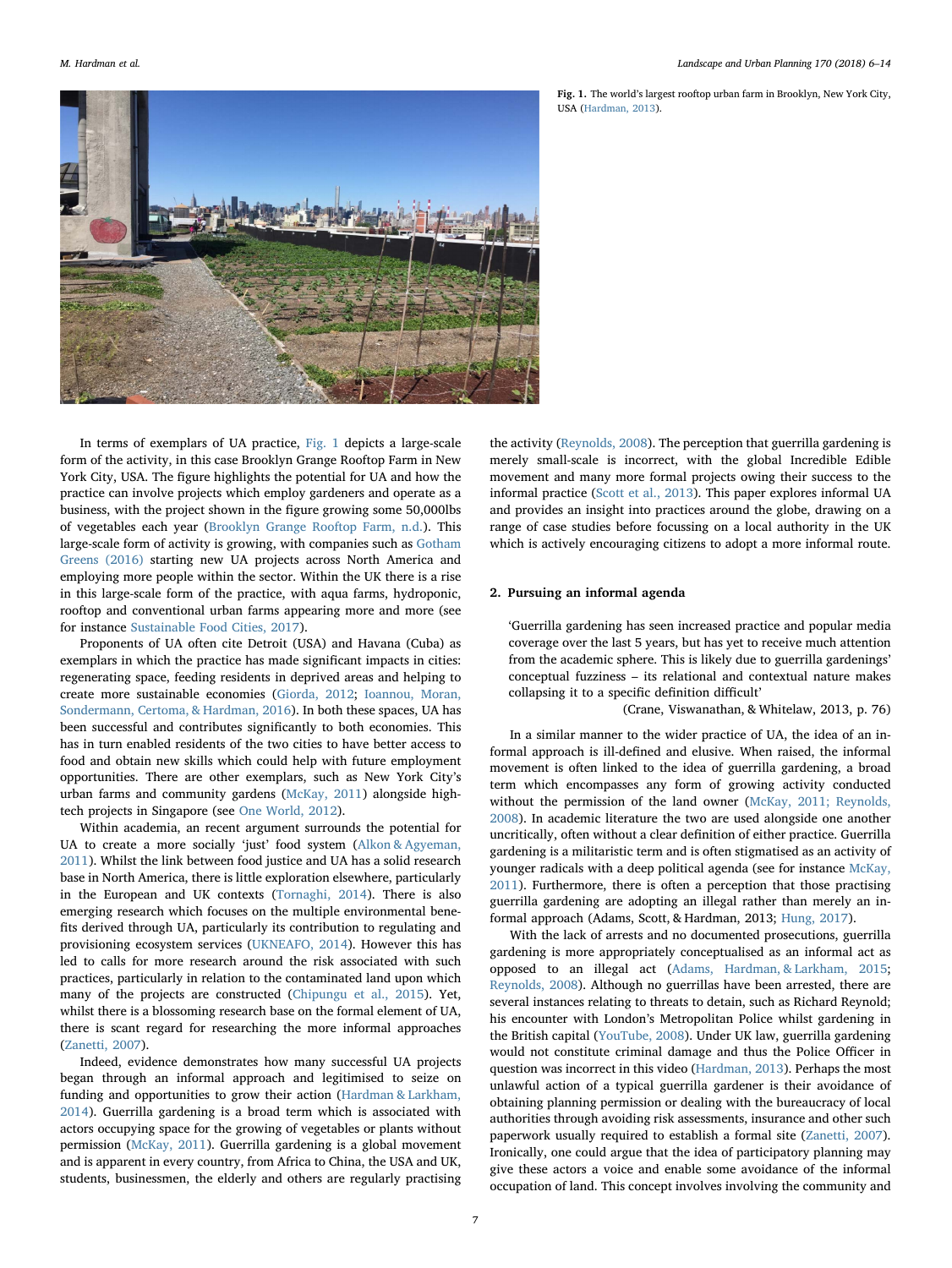**Fig. 1.** The world's largest rooftop urban farm in Brooklyn, New York City, USA (Hardman, 2013).

In terms of exemplars of UA practice, Fig. 1 depicts a large-scale form of the activity, in this case Brooklyn Grange Rooftop Farm in New York City, USA. The figure highlights the potential for UA and how the practice can involve projects which employ gardeners and operate as a business, with the project shown in the figure growing some 50,000lbs of vegetables each year (Brooklyn Grange Rooftop Farm, n.d.). This large-scale form of activity is growing, with companies such as Gotham Greens (2016) starting new UA projects across North America and employing more people within the sector. Within the UK there is a rise in this large-scale form of the practice, with aqua farms, hydroponic, rooftop and conventional urban farms appearing more and more (see for instance Sustainable Food Cities, 2017).

Proponents of UA often cite Detroit (USA) and Havana (Cuba) as exemplars in which the practice has made significant impacts in cities: regenerating space, feeding residents in deprived areas and helping to create more sustainable economies (Giorda, 2012; Ioannou, Moran, Sondermann, Certoma, & Hardman, 2016). In both these spaces, UA has been successful and contributes significantly to both economies. This has in turn enabled residents of the two cities to have better access to food and obtain new skills which could help with future employment opportunities. There are other exemplars, such as New York City's urban farms and community gardens (McKay, 2011) alongside high-tech projects in Singapore (see One World, 2012).

Within academia, an recent argument surrounds the potential for UA to create a more socially 'just' food system (Alkon & Agyeman, 2011). Whilst the link between food justice and UA has a solid research base in North America, there is little exploration elsewhere, particularly in the European and UK contexts (Tornaghi, 2014). There is also emerging research which focuses on the multiple environmental benefits derived through UA, particularly its contribution to regulating and provisioning ecosystem services (UKNEAFO, 2014). However this has led to calls for more research around the risk associated with such practices, particularly in relation to the contaminated land upon which many of the projects are constructed (Chipungu et al., 2015). Yet, whilst there is a blossoming research base on the formal element of UA, there is scant regard for researching the more informal approaches (Zanetti, 2007).

Indeed, evidence demonstrates how many successful UA projects began through an informal approach and legitimised to seize on funding and opportunities to grow their action (Hardman & Larkham, 2014). Guerrilla gardening is a broad term which is associated with actors occupying space for the growing of vegetables or plants without permission (McKay, 2011). Guerrilla gardening is a global movement and is apparent in every country, from Africa to China, the USA and UK, students, businessmen, the elderly and others are regularly practising the activity (Reynolds, 2008). The perception that guerrilla gardening is merely small-scale is incorrect, with the global Incredible Edible movement and many more formal projects owing their success to the informal practice (Scott et al., 2013). This paper explores informal UA and provides an insight into practices around the globe, drawing on a range of case studies before focussing on a local authority in the UK which is actively encouraging citizens to adopt a more informal route.

## 2. Pursuing an informal agenda

> 'Guerrilla gardening has seen increased practice and popular media coverage over the last 5 years, but has yet to receive much attention from the academic sphere. This is likely due to guerrilla gardenings' conceptual fuzziness – its relational and contextual nature makes collapsing it to a specific definition difficult'
>
> (Crane, Viswanathan, & Whitelaw, 2013, p. 76)

In a similar manner to the wider practice of UA, the idea of an informal approach is ill-defined and elusive. When raised, the informal movement is often linked to the idea of guerrilla gardening, a broad term which encompasses any form of growing activity conducted without the permission of the land owner (McKay, 2011; Reynolds, 2008). In academic literature the two are used alongside one another uncritically, often without a clear definition of either practice. Guerrilla gardening is a militaristic term and is often stigmatised as an activity of younger radicals with a deep political agenda (see for instance McKay, 2011). Furthermore, there is often a perception that those practising guerrilla gardening are adopting an illegal rather than merely an informal approach (Adams, Scott, & Hardman, 2013; Hung, 2017).

With the lack of arrests and no documented prosecutions, guerrilla gardening is more appropriately conceptualised as an informal act as opposed to an illegal act (Adams, Hardman, & Larkham, 2015; Reynolds, 2008). Although no guerrillas have been arrested, there are several instances relating to threats to detain, such as Richard Reynold; his encounter with London's Metropolitan Police whilst gardening in the British capital (YouTube, 2008). Under UK law, guerrilla gardening would not constitute criminal damage and thus the Police Officer in question was incorrect in this video (Hardman, 2013). Perhaps the most unlawful action of a typical guerrilla gardener is their avoidance of obtaining planning permission or dealing with the bureaucracy of local authorities through avoiding risk assessments, insurance and other such paperwork usually required to establish a formal site (Zanetti, 2007). Ironically, one could argue that the idea of participatory planning may give these actors a voice and enable some avoidance of the informal occupation of land. This concept involves involving the community and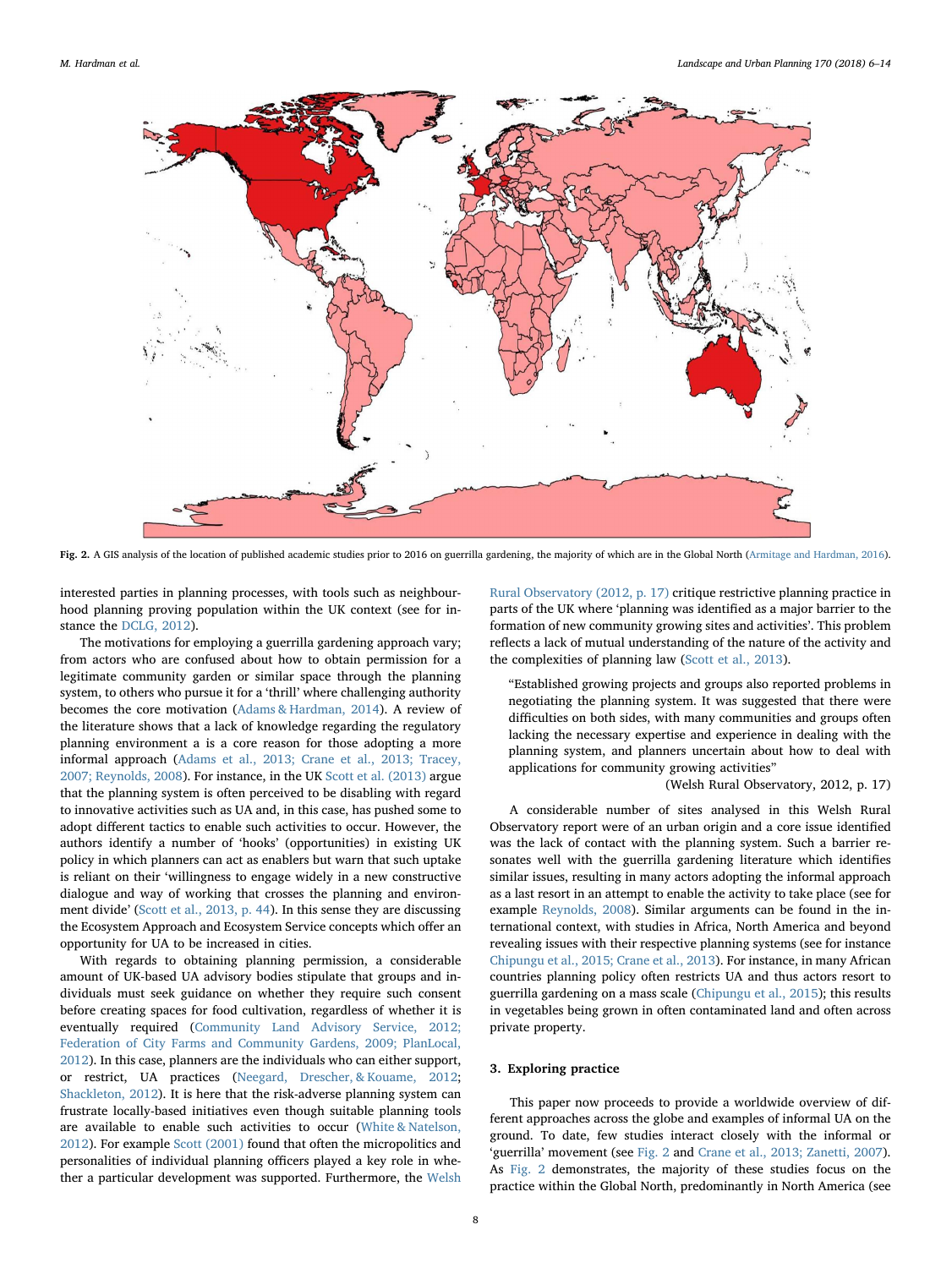Fig. 2. A GIS analysis of the location of published academic studies prior to 2016 on guerrilla gardening, the majority of which are in the Global North (Armitage and Hardman, 2016).

interested parties in planning processes, with tools such as neighbourhood planning proving population within the UK context (see for instance the DCLG, 2012).

The motivations for employing a guerrilla gardening approach vary; from actors who are confused about how to obtain permission for a legitimate community garden or similar space through the planning system, to others who pursue it for a 'thrill' where challenging authority becomes the core motivation (Adams & Hardman, 2014). A review of the literature shows that a lack of knowledge regarding the regulatory planning environment a is a core reason for those adopting a more informal approach (Adams et al., 2013; Crane et al., 2013; Tracey, 2007; Reynolds, 2008). For instance, in the UK Scott et al. (2013) argue that the planning system is often perceived to be disabling with regard to innovative activities such as UA and, in this case, has pushed some to adopt different tactics to enable such activities to occur. However, the authors identify a number of 'hooks' (opportunities) in existing UK policy in which planners can act as enablers but warn that such uptake is reliant on their 'willingness to engage widely in a new constructive dialogue and way of working that crosses the planning and environment divide' (Scott et al., 2013, p. 44). In this sense they are discussing the Ecosystem Approach and Ecosystem Service concepts which offer an opportunity for UA to be increased in cities.

With regards to obtaining planning permission, a considerable amount of UK-based UA advisory bodies stipulate that groups and individuals must seek guidance on whether they require such consent before creating spaces for food cultivation, regardless of whether it is eventually required (Community Land Advisory Service, 2012; Federation of City Farms and Community Gardens, 2009; PlanLocal, 2012). In this case, planners are the individuals who can either support, or restrict, UA practices (Neegard, Drescher, & Kouame, 2012; Shackleton, 2012). It is here that the risk-adverse planning system can frustrate locally-based initiatives even though suitable planning tools are available to enable such activities to occur (White & Natelson, 2012). For example Scott (2001) found that often the micropolitics and personalities of individual planning officers played a key role in whether a particular development was supported. Furthermore, the Welsh Rural Observatory (2012, p. 17) critique restrictive planning practice in parts of the UK where 'planning was identified as a major barrier to the formation of new community growing sites and activities'. This problem reflects a lack of mutual understanding of the nature of the activity and the complexities of planning law (Scott et al., 2013).

> "Established growing projects and groups also reported problems in negotiating the planning system. It was suggested that there were difficulties on both sides, with many communities and groups often lacking the necessary expertise and experience in dealing with the planning system, and planners uncertain about how to deal with applications for community growing activities"
>
> (Welsh Rural Observatory, 2012, p. 17)

A considerable number of sites analysed in this Welsh Rural Observatory report were of an urban origin and a core issue identified was the lack of contact with the planning system. Such a barrier resonates well with the guerrilla gardening literature which identifies similar issues, resulting in many actors adopting the informal approach as a last resort in an attempt to enable the activity to take place (see for example Reynolds, 2008). Similar arguments can be found in the international context, with studies in Africa, North America and beyond revealing issues with their respective planning systems (see for instance Chipungu et al., 2015; Crane et al., 2013). For instance, in many African countries planning policy often restricts UA and thus actors resort to guerrilla gardening on a mass scale (Chipungu et al., 2015); this results in vegetables being grown in often contaminated land and often across private property.

## 3. Exploring practice

This paper now proceeds to provide a worldwide overview of different approaches across the globe and examples of informal UA on the ground. To date, few studies interact closely with the informal or 'guerrilla' movement (see Fig. 2 and Crane et al., 2013; Zanetti, 2007). As Fig. 2 demonstrates, the majority of these studies focus on the practice within the Global North, predominantly in North America (see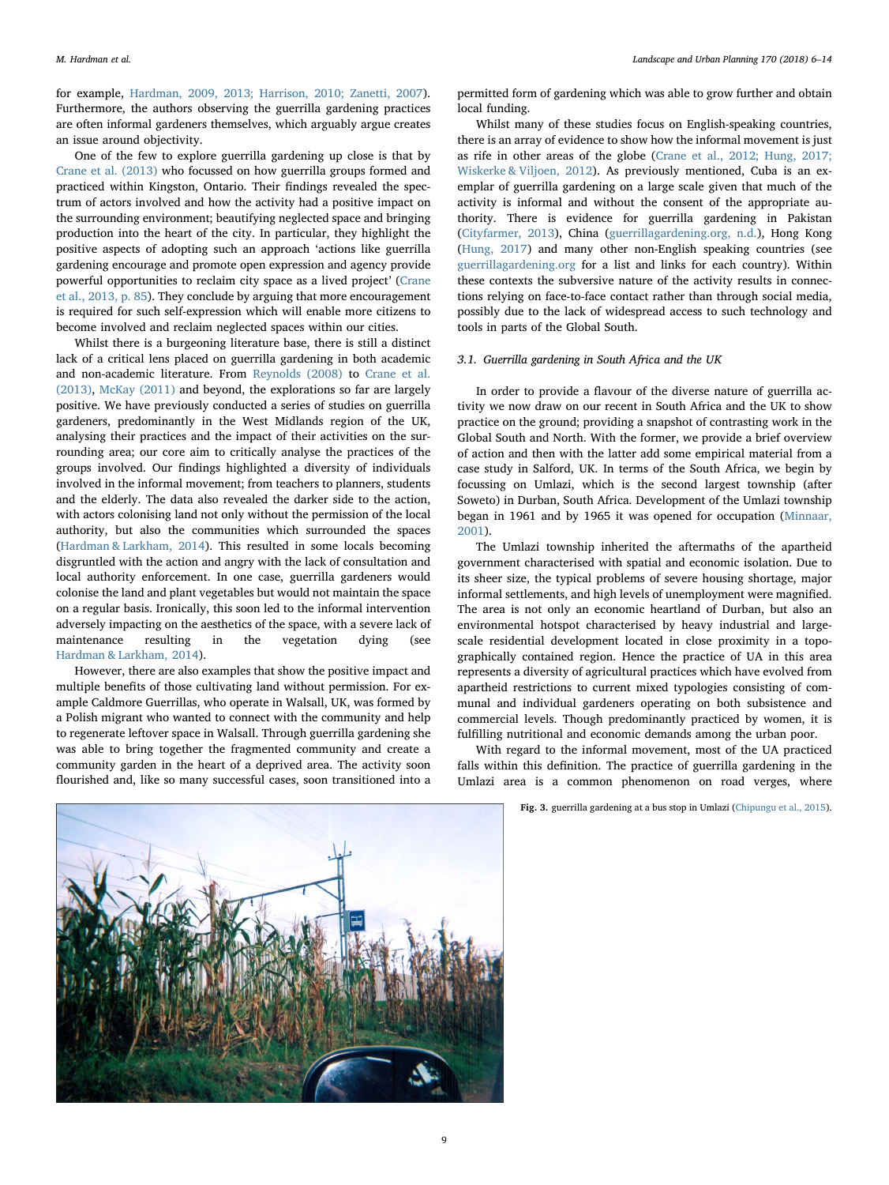for example, Hardman, 2009, 2013; Harrison, 2010; Zanetti, 2007). Furthermore, the authors observing the guerrilla gardening practices are often informal gardeners themselves, which arguably argue creates an issue around objectivity.

One of the few to explore guerrilla gardening up close is that by Crane et al. (2013) who focussed on how guerrilla groups formed and practiced within Kingston, Ontario. Their findings revealed the spectrum of actors involved and how the activity had a positive impact on the surrounding environment; beautifying neglected space and bringing production into the heart of the city. In particular, they highlight the positive aspects of adopting such an approach 'actions like guerrilla gardening encourage and promote open expression and agency provide powerful opportunities to reclaim city space as a lived project' (Crane et al., 2013, p. 85). They conclude by arguing that more encouragement is required for such self-expression which will enable more citizens to become involved and reclaim neglected spaces within our cities.

Whilst there is a burgeoning literature base, there is still a distinct lack of a critical lens placed on guerrilla gardening in both academic and non-academic literature. From Reynolds (2008) to Crane et al. (2013), McKay (2011) and beyond, the explorations so far are largely positive. We have previously conducted a series of studies on guerrilla gardeners, predominantly in the West Midlands region of the UK, analysing their practices and the impact of their activities on the surrounding area; our core aim to critically analyse the practices of the groups involved. Our findings highlighted a diversity of individuals involved in the informal movement; from teachers to planners, students and the elderly. The data also revealed the darker side to the action, with actors colonising land not only without the permission of the local authority, but also the communities which surrounded the spaces (Hardman & Larkham, 2014). This resulted in some locals becoming disgruntled with the action and angry with the lack of consultation and local authority enforcement. In one case, guerrilla gardeners would colonise the land and plant vegetables but would not maintain the space on a regular basis. Ironically, this soon led to the informal intervention adversely impacting on the aesthetics of the space, with a severe lack of maintenance resulting in the vegetation dying (see Hardman & Larkham, 2014).

However, there are also examples that show the positive impact and multiple benefits of those cultivating land without permission. For example Caldmore Guerrillas, who operate in Walsall, UK, was formed by a Polish migrant who wanted to connect with the community and help to regenerate leftover space in Walsall. Through guerrilla gardening she was able to bring together the fragmented community and create a community garden in the heart of a deprived area. The activity soon flourished and, like so many successful cases, soon transitioned into a permitted form of gardening which was able to grow further and obtain local funding.

Whilst many of these studies focus on English-speaking countries, there is an array of evidence to show how the informal movement is just as rife in other areas of the globe (Crane et al., 2012; Hung, 2017; Wiskerke & Viljoen, 2012). As previously mentioned, Cuba is an exemplar of guerrilla gardening on a large scale given that much of the activity is informal and without the consent of the appropriate authority. There is evidence for guerrilla gardening in Pakistan (Cityfarmer, 2013), China (guerrillagardening.org, n.d.), Hong Kong (Hung, 2017) and many other non-English speaking countries (see guerrillagardening.org for a list and links for each country). Within these contexts the subversive nature of the activity results in connections relying on face-to-face contact rather than through social media, possibly due to the lack of widespread access to such technology and tools in parts of the Global South.

### 3.1. Guerrilla gardening in South Africa and the UK

In order to provide a flavour of the diverse nature of guerrilla activity we now draw on our recent in South Africa and the UK to show practice on the ground; providing a snapshot of contrasting work in the Global South and North. With the former, we provide a brief overview of action and then with the latter add some empirical material from a case study in Salford, UK. In terms of the South Africa, we begin by focussing on Umlazi, which is the second largest township (after Soweto) in Durban, South Africa. Development of the Umlazi township began in 1961 and by 1965 it was opened for occupation (Minnaar, 2001).

The Umlazi township inherited the aftermaths of the apartheid government characterised with spatial and economic isolation. Due to its sheer size, the typical problems of severe housing shortage, major informal settlements, and high levels of unemployment were magnified. The area is not only an economic heartland of Durban, but also an environmental hotspot characterised by heavy industrial and large-scale residential development located in close proximity in a topographically contained region. Hence the practice of UA in this area represents a diversity of agricultural practices which have evolved from apartheid restrictions to current mixed typologies consisting of communal and individual gardeners operating on both subsistence and commercial levels. Though predominantly practiced by women, it is fulfilling nutritional and economic demands among the urban poor.

With regard to the informal movement, most of the UA practiced falls within this definition. The practice of guerrilla gardening in the Umlazi area is a common phenomenon on road verges, where

**Fig. 3.** guerrilla gardening at a bus stop in Umlazi (Chipungu et al., 2015).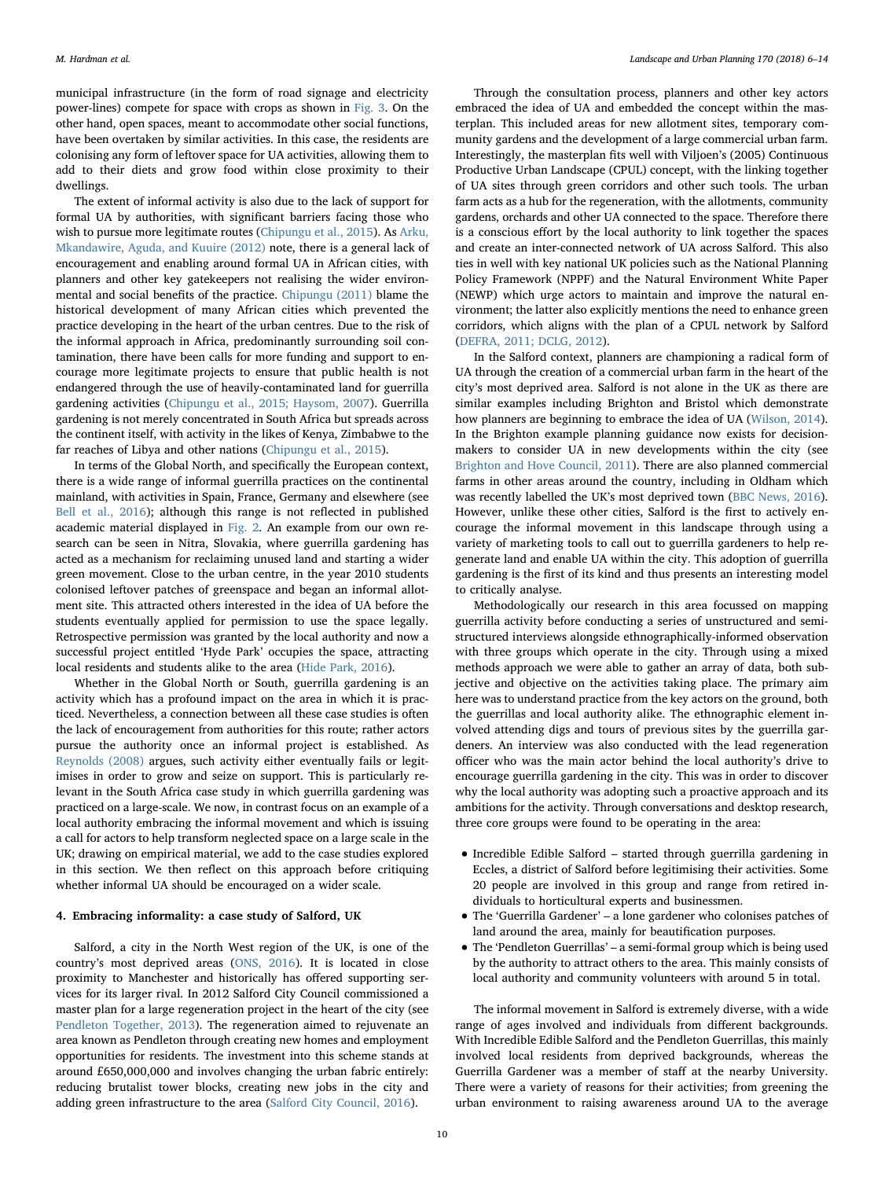municipal infrastructure (in the form of road signage and electricity power-lines) compete for space with crops as shown in Fig. 3. On the other hand, open spaces, meant to accommodate other social functions, have been overtaken by similar activities. In this case, the residents are colonising any form of leftover space for UA activities, allowing them to add to their diets and grow food within close proximity to their dwellings.

The extent of informal activity is also due to the lack of support for formal UA by authorities, with significant barriers facing those who wish to pursue more legitimate routes (Chipungu et al., 2015). As Arku, Mkandawire, Aguda, and Kuuire (2012) note, there is a general lack of encouragement and enabling around formal UA in African cities, with planners and other key gatekeepers not realising the wider environmental and social benefits of the practice. Chipungu (2011) blame the historical development of many African cities which prevented the practice developing in the heart of the urban centres. Due to the risk of the informal approach in Africa, predominantly surrounding soil contamination, there have been calls for more funding and support to encourage more legitimate projects to ensure that public health is not endangered through the use of heavily-contaminated land for guerrilla gardening activities (Chipungu et al., 2015; Haysom, 2007). Guerrilla gardening is not merely concentrated in South Africa but spreads across the continent itself, with activity in the likes of Kenya, Zimbabwe to the far reaches of Libya and other nations (Chipungu et al., 2015).

In terms of the Global North, and specifically the European context, there is a wide range of informal guerrilla practices on the continental mainland, with activities in Spain, France, Germany and elsewhere (see Bell et al., 2016); although this range is not reflected in published academic material displayed in Fig. 2. An example from our own research can be seen in Nitra, Slovakia, where guerrilla gardening has acted as a mechanism for reclaiming unused land and starting a wider green movement. Close to the urban centre, in the year 2010 students colonised leftover patches of greenspace and began an informal allotment site. This attracted others interested in the idea of UA before the students eventually applied for permission to use the space legally. Retrospective permission was granted by the local authority and now a successful project entitled 'Hyde Park' occupies the space, attracting local residents and students alike to the area (Hide Park, 2016).

Whether in the Global North or South, guerrilla gardening is an activity which has a profound impact on the area in which it is practiced. Nevertheless, a connection between all these case studies is often the lack of encouragement from authorities for this route; rather actors pursue the authority once an informal project is established. As Reynolds (2008) argues, such activity either eventually fails or legitimises in order to grow and seize on support. This is particularly relevant in the South Africa case study in which guerrilla gardening was practiced on a large-scale. We now, in contrast focus on an example of a local authority embracing the informal movement and which is issuing a call for actors to help transform neglected space on a large scale in the UK; drawing on empirical material, we add to the case studies explored in this section. We then reflect on this approach before critiquing whether informal UA should be encouraged on a wider scale.

## 4. Embracing informality: a case study of Salford, UK

Salford, a city in the North West region of the UK, is one of the country's most deprived areas (ONS, 2016). It is located in close proximity to Manchester and historically has offered supporting services for its larger rival. In 2012 Salford City Council commissioned a master plan for a large regeneration project in the heart of the city (see Pendleton Together, 2013). The regeneration aimed to rejuvenate an area known as Pendleton through creating new homes and employment opportunities for residents. The investment into this scheme stands at around £650,000,000 and involves changing the urban fabric entirely: reducing brutalist tower blocks, creating new jobs in the city and adding green infrastructure to the area (Salford City Council, 2016).

Through the consultation process, planners and other key actors embraced the idea of UA and embedded the concept within the masterplan. This included areas for new allotment sites, temporary community gardens and the development of a large commercial urban farm. Interestingly, the masterplan fits well with Viljoen's (2005) Continuous Productive Urban Landscape (CPUL) concept, with the linking together of UA sites through green corridors and other such tools. The urban farm acts as a hub for the regeneration, with the allotments, community gardens, orchards and other UA connected to the space. Therefore there is a conscious effort by the local authority to link together the spaces and create an inter-connected network of UA across Salford. This also ties in well with key national UK policies such as the National Planning Policy Framework (NPPF) and the Natural Environment White Paper (NEWP) which urge actors to maintain and improve the natural environment; the latter also explicitly mentions the need to enhance green corridors, which aligns with the plan of a CPUL network by Salford (DEFRA, 2011; DCLG, 2012).

In the Salford context, planners are championing a radical form of UA through the creation of a commercial urban farm in the heart of the city's most deprived area. Salford is not alone in the UK as there are similar examples including Brighton and Bristol which demonstrate how planners are beginning to embrace the idea of UA (Wilson, 2014). In the Brighton example planning guidance now exists for decision-makers to consider UA in new developments within the city (see Brighton and Hove Council, 2011). There are also planned commercial farms in other areas around the country, including in Oldham which was recently labelled the UK's most deprived town (BBC News, 2016). However, unlike these other cities, Salford is the first to actively encourage the informal movement in this landscape through using a variety of marketing tools to call out to guerrilla gardeners to help regenerate land and enable UA within the city. This adoption of guerrilla gardening is the first of its kind and thus presents an interesting model to critically analyse.

Methodologically our research in this area focussed on mapping guerrilla activity before conducting a series of unstructured and semi-structured interviews alongside ethnographically-informed observation with three groups which operate in the city. Through using a mixed methods approach we were able to gather an array of data, both subjective and objective on the activities taking place. The primary aim here was to understand practice from the key actors on the ground, both the guerrillas and local authority alike. The ethnographic element involved attending digs and tours of previous sites by the guerrilla gardeners. An interview was also conducted with the lead regeneration officer who was the main actor behind the local authority's drive to encourage guerrilla gardening in the city. This was in order to discover why the local authority was adopting such a proactive approach and its ambitions for the activity. Through conversations and desktop research, three core groups were found to be operating in the area:

- Incredible Edible Salford – started through guerrilla gardening in Eccles, a district of Salford before legitimising their activities. Some 20 people are involved in this group and range from retired individuals to horticultural experts and businessmen.
- The 'Guerrilla Gardener' – a lone gardener who colonises patches of land around the area, mainly for beautification purposes.
- The 'Pendleton Guerrillas' – a semi-formal group which is being used by the authority to attract others to the area. This mainly consists of local authority and community volunteers with around 5 in total.

The informal movement in Salford is extremely diverse, with a wide range of ages involved and individuals from different backgrounds. With Incredible Edible Salford and the Pendleton Guerrillas, this mainly involved local residents from deprived backgrounds, whereas the Guerrilla Gardener was a member of staff at the nearby University. There were a variety of reasons for their activities; from greening the urban environment to raising awareness around UA to the average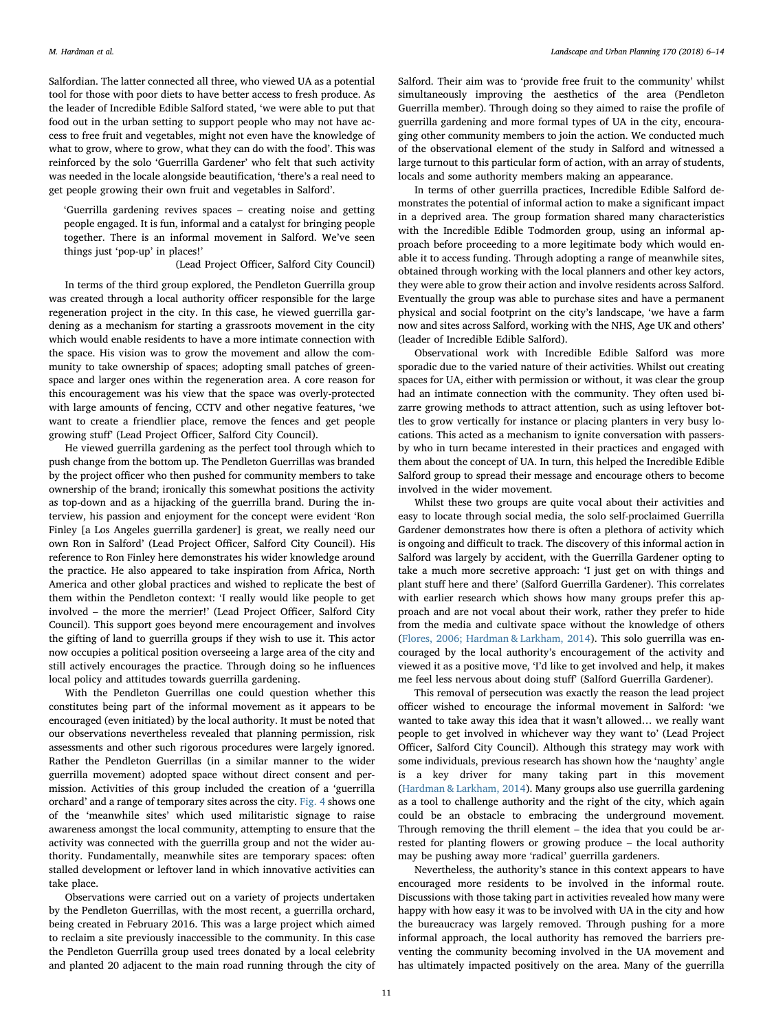Salfordian. The latter connected all three, who viewed UA as a potential tool for those with poor diets to have better access to fresh produce. As the leader of Incredible Edible Salford stated, 'we were able to put that food out in the urban setting to support people who may not have access to free fruit and vegetables, might not even have the knowledge of what to grow, where to grow, what they can do with the food'. This was reinforced by the solo 'Guerrilla Gardener' who felt that such activity was needed in the locale alongside beautification, 'there's a real need to get people growing their own fruit and vegetables in Salford'.

> 'Guerrilla gardening revives spaces – creating noise and getting people engaged. It is fun, informal and a catalyst for bringing people together. There is an informal movement in Salford. We've seen things just 'pop-up' in places!'
>
> (Lead Project Officer, Salford City Council)

In terms of the third group explored, the Pendleton Guerrilla group was created through a local authority officer responsible for the large regeneration project in the city. In this case, he viewed guerrilla gardening as a mechanism for starting a grassroots movement in the city which would enable residents to have a more intimate connection with the space. His vision was to grow the movement and allow the community to take ownership of spaces; adopting small patches of greenspace and larger ones within the regeneration area. A core reason for this encouragement was his view that the space was overly-protected with large amounts of fencing, CCTV and other negative features, 'we want to create a friendlier place, remove the fences and get people growing stuff' (Lead Project Officer, Salford City Council).

He viewed guerrilla gardening as the perfect tool through which to push change from the bottom up. The Pendleton Guerrillas was branded by the project officer who then pushed for community members to take ownership of the brand; ironically this somewhat positions the activity as top-down and as a hijacking of the guerrilla brand. During the interview, his passion and enjoyment for the concept were evident 'Ron Finley [a Los Angeles guerrilla gardener] is great, we really need our own Ron in Salford' (Lead Project Officer, Salford City Council). His reference to Ron Finley here demonstrates his wider knowledge around the practice. He also appeared to take inspiration from Africa, North America and other global practices and wished to replicate the best of them within the Pendleton context: 'I really would like people to get involved – the more the merrier!' (Lead Project Officer, Salford City Council). This support goes beyond mere encouragement and involves the gifting of land to guerrilla groups if they wish to use it. This actor now occupies a political position overseeing a large area of the city and still actively encourages the practice. Through doing so he influences local policy and attitudes towards guerrilla gardening.

With the Pendleton Guerrillas one could question whether this constitutes being part of the informal movement as it appears to be encouraged (even initiated) by the local authority. It must be noted that our observations nevertheless revealed that planning permission, risk assessments and other such rigorous procedures were largely ignored. Rather the Pendleton Guerrillas (in a similar manner to the wider guerrilla movement) adopted space without direct consent and permission. Activities of this group included the creation of a 'guerrilla orchard' and a range of temporary sites across the city. Fig. 4 shows one of the 'meanwhile sites' which used militaristic signage to raise awareness amongst the local community, attempting to ensure that the activity was connected with the guerrilla group and not the wider authority. Fundamentally, meanwhile sites are temporary spaces: often stalled development or leftover land in which innovative activities can take place.

Observations were carried out on a variety of projects undertaken by the Pendleton Guerrillas, with the most recent, a guerrilla orchard, being created in February 2016. This was a large project which aimed to reclaim a site previously inaccessible to the community. In this case the Pendleton Guerrilla group used trees donated by a local celebrity and planted 20 adjacent to the main road running through the city of Salford. Their aim was to 'provide free fruit to the community' whilst simultaneously improving the aesthetics of the area (Pendleton Guerrilla member). Through doing so they aimed to raise the profile of guerrilla gardening and more formal types of UA in the city, encouraging other community members to join the action. We conducted much of the observational element of the study in Salford and witnessed a large turnout to this particular form of action, with an array of students, locals and some authority members making an appearance.

In terms of other guerrilla practices, Incredible Edible Salford demonstrates the potential of informal action to make a significant impact in a deprived area. The group formation shared many characteristics with the Incredible Edible Todmorden group, using an informal approach before proceeding to a more legitimate body which would enable it to access funding. Through adopting a range of meanwhile sites, obtained through working with the local planners and other key actors, they were able to grow their action and involve residents across Salford. Eventually the group was able to purchase sites and have a permanent physical and social footprint on the city's landscape, 'we have a farm now and sites across Salford, working with the NHS, Age UK and others' (leader of Incredible Edible Salford).

Observational work with Incredible Edible Salford was more sporadic due to the varied nature of their activities. Whilst out creating spaces for UA, either with permission or without, it was clear the group had an intimate connection with the community. They often used bizarre growing methods to attract attention, such as using leftover bottles to grow vertically for instance or placing planters in very busy locations. This acted as a mechanism to ignite conversation with passers-by who in turn became interested in their practices and engaged with them about the concept of UA. In turn, this helped the Incredible Edible Salford group to spread their message and encourage others to become involved in the wider movement.

Whilst these two groups are quite vocal about their activities and easy to locate through social media, the solo self-proclaimed Guerrilla Gardener demonstrates how there is often a plethora of activity which is ongoing and difficult to track. The discovery of this informal action in Salford was largely by accident, with the Guerrilla Gardener opting to take a much more secretive approach: 'I just get on with things and plant stuff here and there' (Salford Guerrilla Gardener). This correlates with earlier research which shows how many groups prefer this approach and are not vocal about their work, rather they prefer to hide from the media and cultivate space without the knowledge of others (Flores, 2006; Hardman & Larkham, 2014). This solo guerrilla was encouraged by the local authority's encouragement of the activity and viewed it as a positive move, 'I'd like to get involved and help, it makes me feel less nervous about doing stuff' (Salford Guerrilla Gardener).

This removal of persecution was exactly the reason the lead project officer wished to encourage the informal movement in Salford: 'we wanted to take away this idea that it wasn't allowed… we really want people to get involved in whichever way they want to' (Lead Project Officer, Salford City Council). Although this strategy may work with some individuals, previous research has shown how the 'naughty' angle is a key driver for many taking part in this movement (Hardman & Larkham, 2014). Many groups also use guerrilla gardening as a tool to challenge authority and the right of the city, which again could be an obstacle to embracing the underground movement. Through removing the thrill element – the idea that you could be arrested for planting flowers or growing produce – the local authority may be pushing away more 'radical' guerrilla gardeners.

Nevertheless, the authority's stance in this context appears to have encouraged more residents to be involved in the informal route. Discussions with those taking part in activities revealed how many were happy with how easy it was to be involved with UA in the city and how the bureaucracy was largely removed. Through pushing for a more informal approach, the local authority has removed the barriers preventing the community becoming involved in the UA movement and has ultimately impacted positively on the area. Many of the guerrilla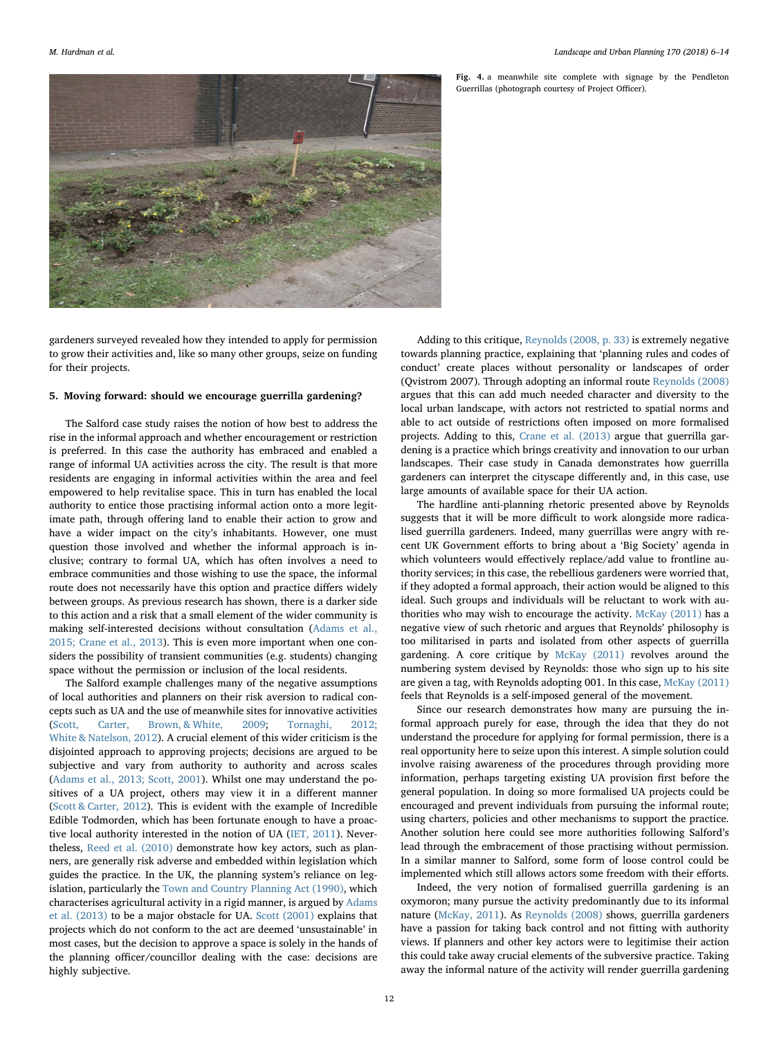**Fig. 4.** a meanwhile site complete with signage by the Pendleton Guerrillas (photograph courtesy of Project Officer).

gardeners surveyed revealed how they intended to apply for permission to grow their activities and, like so many other groups, seize on funding for their projects.

## 5. Moving forward: should we encourage guerrilla gardening?

The Salford case study raises the notion of how best to address the rise in the informal approach and whether encouragement or restriction is preferred. In this case the authority has embraced and enabled a range of informal UA activities across the city. The result is that more residents are engaging in informal activities within the area and feel empowered to help revitalise space. This in turn has enabled the local authority to entice those practising informal action onto a more legitimate path, through offering land to enable their action to grow and have a wider impact on the city's inhabitants. However, one must question those involved and whether the informal approach is inclusive; contrary to formal UA, which has often involves a need to embrace communities and those wishing to use the space, the informal route does not necessarily have this option and practice differs widely between groups. As previous research has shown, there is a darker side to this action and a risk that a small element of the wider community is making self-interested decisions without consultation (Adams et al., 2015; Crane et al., 2013). This is even more important when one considers the possibility of transient communities (e.g. students) changing space without the permission or inclusion of the local residents.

The Salford example challenges many of the negative assumptions of local authorities and planners on their risk aversion to radical concepts such as UA and the use of meanwhile sites for innovative activities (Scott, Carter, Brown, & White, 2009; Tornaghi, 2012; White & Natelson, 2012). A crucial element of this wider criticism is the disjointed approach to approving projects; decisions are argued to be subjective and vary from authority to authority and across scales (Adams et al., 2013; Scott, 2001). Whilst one may understand the positives of a UA project, others may view it in a different manner (Scott & Carter, 2012). This is evident with the example of Incredible Edible Todmorden, which has been fortunate enough to have a proactive local authority interested in the notion of UA (IET, 2011). Nevertheless, Reed et al. (2010) demonstrate how key actors, such as planners, are generally risk adverse and embedded within legislation which guides the practice. In the UK, the planning system's reliance on legislation, particularly the Town and Country Planning Act (1990), which characterises agricultural activity in a rigid manner, is argued by Adams et al. (2013) to be a major obstacle for UA. Scott (2001) explains that projects which do not conform to the act are deemed 'unsustainable' in most cases, but the decision to approve a space is solely in the hands of the planning officer/councillor dealing with the case: decisions are highly subjective.

Adding to this critique, Reynolds (2008, p. 33) is extremely negative towards planning practice, explaining that 'planning rules and codes of conduct' create places without personality or landscapes of order (Qvistrom 2007). Through adopting an informal route Reynolds (2008) argues that this can add much needed character and diversity to the local urban landscape, with actors not restricted to spatial norms and able to act outside of restrictions often imposed on more formalised projects. Adding to this, Crane et al. (2013) argue that guerrilla gardening is a practice which brings creativity and innovation to our urban landscapes. Their case study in Canada demonstrates how guerrilla gardeners can interpret the cityscape differently and, in this case, use large amounts of available space for their UA action.

The hardline anti-planning rhetoric presented above by Reynolds suggests that it will be more difficult to work alongside more radicalised guerrilla gardeners. Indeed, many guerrillas were angry with recent UK Government efforts to bring about a 'Big Society' agenda in which volunteers would effectively replace/add value to frontline authority services; in this case, the rebellious gardeners were worried that, if they adopted a formal approach, their action would be aligned to this ideal. Such groups and individuals will be reluctant to work with authorities who may wish to encourage the activity. McKay (2011) has a negative view of such rhetoric and argues that Reynolds' philosophy is too militarised in parts and isolated from other aspects of guerrilla gardening. A core critique by McKay (2011) revolves around the numbering system devised by Reynolds: those who sign up to his site are given a tag, with Reynolds adopting 001. In this case, McKay (2011) feels that Reynolds is a self-imposed general of the movement.

Since our research demonstrates how many are pursuing the informal approach purely for ease, through the idea that they do not understand the procedure for applying for formal permission, there is a real opportunity here to seize upon this interest. A simple solution could involve raising awareness of the procedures through providing more information, perhaps targeting existing UA provision first before the general population. In doing so more formalised UA projects could be encouraged and prevent individuals from pursuing the informal route; using charters, policies and other mechanisms to support the practice. Another solution here could see more authorities following Salford's lead through the embracement of those practising without permission. In a similar manner to Salford, some form of loose control could be implemented which still allows actors some freedom with their efforts.

Indeed, the very notion of formalised guerrilla gardening is an oxymoron; many pursue the activity predominantly due to its informal nature (McKay, 2011). As Reynolds (2008) shows, guerrilla gardeners have a passion for taking back control and not fitting with authority views. If planners and other key actors were to legitimise their action this could take away crucial elements of the subversive practice. Taking away the informal nature of the activity will render guerrilla gardening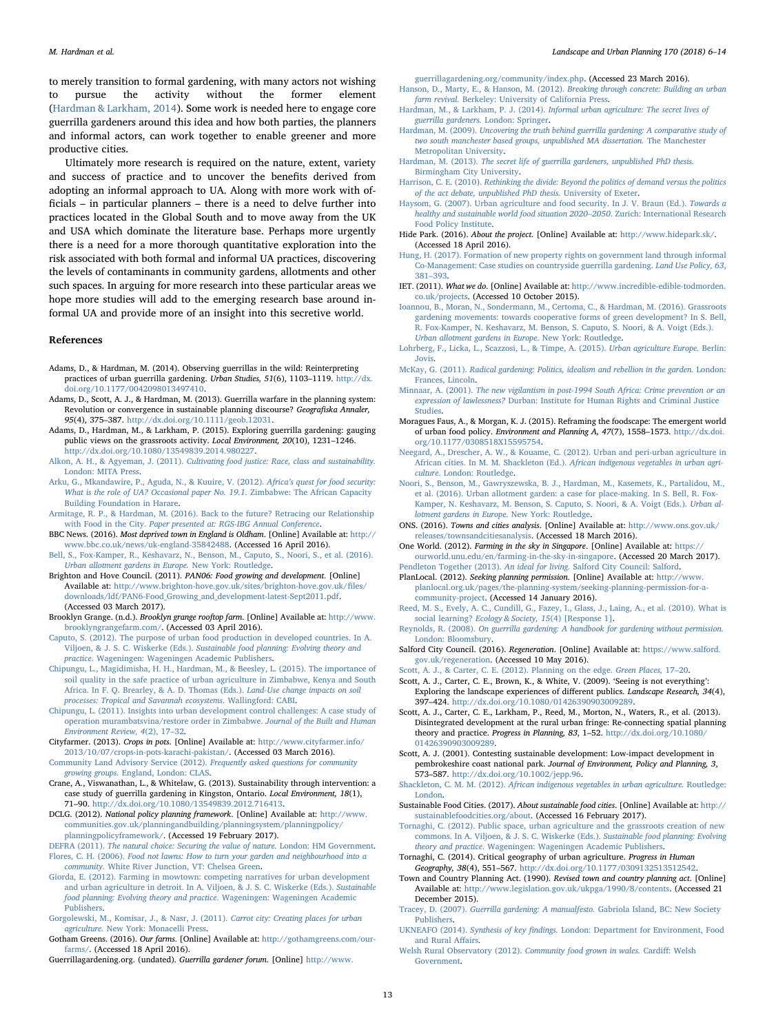to merely transition to formal gardening, with many actors not wishing to pursue the activity without the former element (Hardman & Larkham, 2014). Some work is needed here to engage core guerrilla gardeners around this idea and how both parties, the planners and informal actors, can work together to enable greener and more productive cities.

Ultimately more research is required on the nature, extent, variety and success of practice and to uncover the benefits derived from adopting an informal approach to UA. Along with more work with officials – in particular planners – there is a need to delve further into practices located in the Global South and to move away from the UK and USA which dominate the literature base. Perhaps more urgently there is a need for a more thorough quantitative exploration into the risk associated with both formal and informal UA practices, discovering the levels of contaminants in community gardens, allotments and other such spaces. In arguing for more research into these particular areas we hope more studies will add to the emerging research base around informal UA and provide more of an insight into this secretive world.

## References

Adams, D., & Hardman, M. (2014). Observing guerrillas in the wild: Reinterpreting practices of urban guerrilla gardening. *Urban Studies, 51*(6), 1103–1119. http://dx.doi.org/10.1177/0042098013497410.

Adams, D., Scott, A. J., & Hardman, M. (2013). Guerrilla warfare in the planning system: Revolution or convergence in sustainable planning discourse? *Geografiska Annaler, 95*(4), 375–387. http://dx.doi.org/10.1111/geob.12031.

Adams, D., Hardman, M., & Larkham, P. (2015). Exploring guerrilla gardening: gauging public views on the grassroots activity. *Local Environment, 20*(10), 1231–1246. http://dx.doi.org/10.1080/13549839.2014.980227.

Alkon, A. H., & Agyeman, J. (2011). *Cultivating food justice: Race, class and sustainability.* London: MITA Press.

Arku, G., Mkandawire, P., Aguda, N., & Kuuire, V. (2012). *Africa's quest for food security: What is the role of UA? Occasional paper No. 19.1.* Zimbabwe: The African Capacity Building Foundation in Harare.

Armitage, R. P., & Hardman, M. (2016). Back to the future? Retracing our Relationship with Food in the City. *Paper presented at: RGS-IBG Annual Conference.*

BBC News. (2016). *Most deprived town in England is Oldham.* [Online] Available at: http://www.bbc.co.uk/news/uk-england-35842488. (Accessed 16 April 2016).

Bell, S., Fox-Kamper, R., Keshavarz, N., Benson, M., Caputo, S., Noori, S., et al. (2016). *Urban allotment gardens in Europe.* New York: Routledge.

Brighton and Hove Council. (2011). *PAN06: Food growing and development.* [Online] Available at: http://www.brighton-hove.gov.uk/sites/brighton-hove.gov.uk/files/downloads/ldf/PAN6-Food_Growing_and_development-latest-Sept2011.pdf. (Accessed 03 March 2017).

Brooklyn Grange. (n.d.). *Brooklyn grange rooftop farm.* [Online] Available at: http://www.brooklyngrangefarm.com/. (Accessed 03 April 2016).

Caputo, S. (2012). The purpose of urban food production in developed countries. In A. Viljoen, & J. S. C. Wiskerke (Eds.). *Sustainable food planning: Evolving theory and practice.* Wageningen: Wageningen Academic Publishers.

Chipungu, L., Magidimisha, H. H., Hardman, M., & Beesley, L. (2015). The importance of soil quality in the safe practice of urban agriculture in Zimbabwe, Kenya and South Africa. In F. Q. Brearley, & A. D. Thomas (Eds.). *Land-Use change impacts on soil processes: Tropical and Savannah ecosystems.* Wallingford: CABI.

Chipungu, L. (2011). Insights into urban development control challenges: A case study of operation murambatsvina/restore order in Zimbabwe. *Journal of the Built and Human Environment Review, 4*(2), 17–32.

Cityfarmer. (2013). *Crops in pots.* [Online] Available at: http://www.cityfarmer.info/2013/10/07/crops-in-pots-karachi-pakistan/. (Accessed 03 March 2016).

Community Land Advisory Service (2012). *Frequently asked questions for community growing groups.* England, London: CLAS.

Crane, A., Viswanathan, L., & Whitelaw, G. (2013). Sustainability through intervention: a case study of guerrilla gardening in Kingston, Ontario. *Local Environment, 18*(1), 71–90. http://dx.doi.org/10.1080/13549839.2012.716413.

DCLG. (2012). *National policy planning framework.* [Online] Available at: http://www.communities.gov.uk/planningandbuilding/planningsystem/planningpolicy/planningpolicyframework/. (Accessed 19 February 2017).

DEFRA (2011). *The natural choice: Securing the value of nature.* London: HM Government.

Flores, C. H. (2006). *Food not lawns: How to turn your garden and neighbourhood into a community.* White River Junction, VT: Chelsea Green.

Giorda, E. (2012). Farming in mowtown: competing narratives for urban development and urban agriculture in detroit. In A. Viljoen, & J. S. C. Wiskerke (Eds.). *Sustainable food planning: Evolving theory and practice.* Wageningen: Wageningen Academic Publishers.

Gorgolewski, M., Komisar, J., & Nasr, J. (2011). *Carrot city: Creating places for urban agriculture.* New York: Monacelli Press.

Gotham Greens. (2016). *Our farms.* [Online] Available at: http://gothamgreens.com/our-farms/. (Accessed 18 April 2016).

Guerrillagardening.org. (undated). *Guerrilla gardener forum.* [Online] http://www.guerrillagardening.org/community/index.php. (Accessed 23 March 2016).

Hanson, D., Marty, E., & Hanson, M. (2012). *Breaking through concrete: Building an urban farm revival.* Berkeley: University of California Press.

Hardman, M., & Larkham, P. J. (2014). *Informal urban agriculture: The secret lives of guerrilla gardeners.* London: Springer.

Hardman, M. (2009). *Uncovering the truth behind guerrilla gardening: A comparative study of two south manchester based groups, unpublished MA dissertation.* The Manchester Metropolitan University.

Hardman, M. (2013). *The secret life of guerrilla gardeners, unpublished PhD thesis.* Birmingham City University.

Harrison, C. E. (2010). *Rethinking the divide: Beyond the politics of demand versus the politics of the act debate, unpublished PhD thesis.* University of Exeter.

Haysom, G. (2007). Urban agriculture and food security. In J. V. Braun (Ed.). *Towards a healthy and sustainable world food situation 2020–2050.* Zurich: International Research Food Policy Institute.

Hide Park. (2016). *About the project.* [Online] Available at: http://www.hidepark.sk/. (Accessed 18 April 2016).

Hung, H. (2017). Formation of new property rights on government land through informal Co-Management: Case studies on countryside guerrilla gardening. *Land Use Policy, 63*, 381–393.

IET. (2011). *What we do.* [Online] Available at: http://www.incredible-edible-todmorden.co.uk/projects. (Accessed 10 October 2015).

Ioannou, B., Moran, N., Sondermann, M., Certoma, C., & Hardman, M. (2016). Grassroots gardening movements: towards cooperative forms of green development? In S. Bell, R. Fox-Kamper, N. Keshavarz, M. Benson, S. Caputo, S. Noori, & A. Voigt (Eds.). *Urban allotment gardens in Europe.* New York: Routledge.

Lohrberg, F., Licka, L., Scazzosi, L., & Timpe, A. (2015). *Urban agriculture Europe.* Berlin: Jovis.

McKay, G. (2011). *Radical gardening: Politics, idealism and rebellion in the garden.* London: Frances, Lincoln.

Minnaar, A. (2001). *The new vigilantism in post-1994 South Africa: Crime prevention or an expression of lawlessness?* Durban: Institute for Human Rights and Criminal Justice Studies.

Moragues Faus, A., & Morgan, K. J. (2015). Reframing the foodscape: The emergent world of urban food policy. *Environment and Planning A, 47*(7), 1558–1573. http://dx.doi.org/10.1177/0308518X15595754.

Neegard, A., Drescher, A. W., & Kouame, C. (2012). Urban and peri-urban agriculture in African cities. In M. M. Shackleton (Ed.). *African indigenous vegetables in urban agriculture.* London: Routledge.

Noori, S., Benson, M., Gawryszewska, B. J., Hardman, M., Kasemets, K., Partalidou, M., et al. (2016). Urban allotment garden: a case for place-making. In S. Bell, R. Fox-Kamper, N. Keshavarz, M. Benson, S. Caputo, S. Noori, & A. Voigt (Eds.). *Urban allotment gardens in Europe.* New York: Routledge.

ONS. (2016). *Towns and cities analysis.* [Online] Available at: http://www.ons.gov.uk/releases/townsandcitiesanalysis. (Accessed 18 March 2016).

One World. (2012). *Farming in the sky in Singapore.* [Online] Available at: https://ourworld.unu.edu/en/farming-in-the-sky-in-singapore. (Accessed 20 March 2017).

Pendleton Together (2013). *An ideal for living.* Salford City Council: Salford.

PlanLocal. (2012). *Seeking planning permission.* [Online] Available at: http://www.planlocal.org.uk/pages/the-planning-system/seeking-planning-permission-for-a-community-project. (Accessed 14 January 2016).

Reed, M. S., Evely, A. C., Cundill, G., Fazey, I., Glass, J., Laing, A., et al. (2010). What is social learning? *Ecology & Society, 15*(4) [Response 1].

Reynolds, R. (2008). *On guerrilla gardening: A handbook for gardening without permission.* London: Bloomsbury.

Salford City Council. (2016). *Regeneration.* [Online] Available at: https://www.salford.gov.uk/regeneration. (Accessed 10 May 2016).

Scott, A. J., & Carter, C. E. (2012). Planning on the edge. *Green Places*, 17–20.

Scott, A. J., Carter, C. E., Brown, K., & White, V. (2009). 'Seeing is not everything': Exploring the landscape experiences of different publics. *Landscape Research, 34*(4), 397–424. http://dx.doi.org/10.1080/01426390903009289.

Scott, A. J., Carter, C. E., Larkham, P., Reed, M., Morton, N., Waters, R., et al. (2013). Disintegrated development at the rural urban fringe: Re-connecting spatial planning theory and practice. *Progress in Planning, 83*, 1–52. http://dx.doi.org/10.1080/01426390903009289.

Scott, A. J. (2001). Contesting sustainable development: Low-impact development in pembrokeshire coast national park. *Journal of Environment, Policy and Planning, 3*, 573–587. http://dx.doi.org/10.1002/jepp.96.

Shackleton, C. M. M. (2012). *African indigenous vegetables in urban agriculture.* Routledge: London.

Sustainable Food Cities. (2017). *About sustainable food cities.* [Online] Available at: http://sustainablefoodcities.org/about. (Accessed 16 February 2017).

Tornaghi, C. (2012). Public space, urban agriculture and the grassroots creation of new commons. In A. Viljoen, & J. S. C. Wiskerke (Eds.). *Sustainable food planning: Evolving theory and practice.* Wageningen: Wageningen Academic Publishers.

Tornaghi, C. (2014). Critical geography of urban agriculture. *Progress in Human Geography, 38*(4), 551–567. http://dx.doi.org/10.1177/0309132513512542.

Town and Country Planning Act. (1990). *Revised town and country planning act.* [Online] Available at: http://www.legislation.gov.uk/ukpga/1990/8/contents. (Accessed 21 December 2015).

Tracey, D. (2007). *Guerrilla gardening: A manualfesto.* Gabriola Island, BC: New Society Publishers.

UKNEAFO (2014). *Synthesis of key findings.* London: Department for Environment, Food and Rural Affairs.

Welsh Rural Observatory (2012). *Community food grown in wales.* Cardiff: Welsh Government.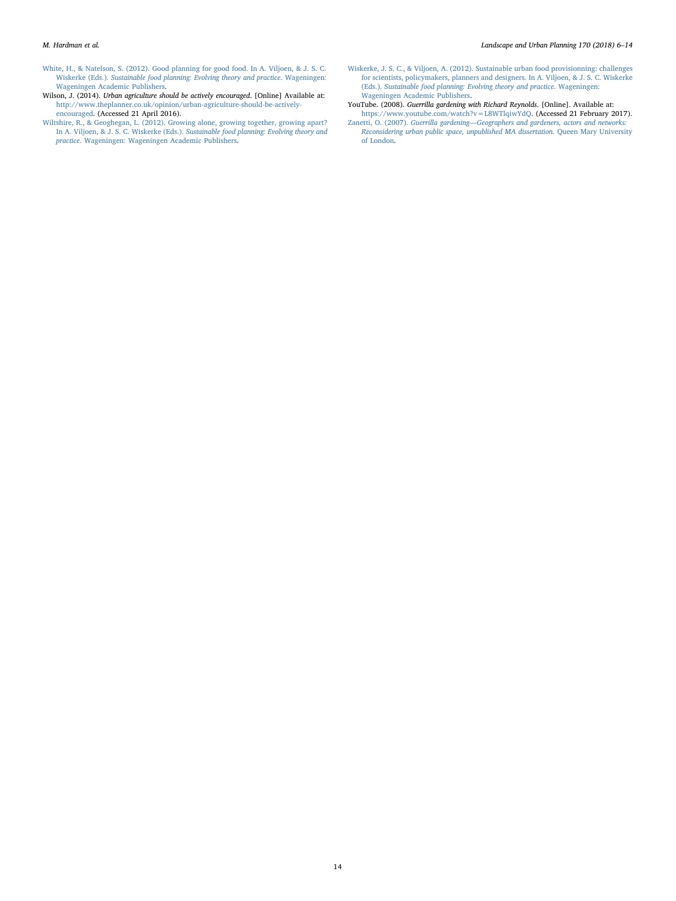White, H., & Natelson, S. (2012). Good planning for good food. In A. Viljoen, & J. S. C. Wiskerke (Eds.). *Sustainable food planning: Evolving theory and practice*. Wageningen: Wageningen Academic Publishers.

Wilson, J. (2014). *Urban agriculture should be actively encouraged*. [Online] Available at: http://www.theplanner.co.uk/opinion/urban-agriculture-should-be-actively-encouraged. (Accessed 21 April 2016).

Wiltshire, R., & Geoghegan, L. (2012). Growing alone, growing together, growing apart? In A. Viljoen, & J. S. C. Wiskerke (Eds.). *Sustainable food planning: Evolving theory and practice*. Wageningen: Wageningen Academic Publishers.

Wiskerke, J. S. C., & Viljoen, A. (2012). Sustainable urban food provisionning: challenges for scientists, policymakers, planners and designers. In A. Viljoen, & J. S. C. Wiskerke (Eds.). *Sustainable food planning: Evolving theory and practice*. Wageningen: Wageningen Academic Publishers.

YouTube. (2008). *Guerrilla gardening with Richard Reynolds*. [Online]. Available at: https://www.youtube.com/watch?v=L8WTlqiwYdQ. (Accessed 21 February 2017).

Zanetti, O. (2007). *Guerrilla gardening—Geographers and gardeners, actors and networks: Reconsidering urban public space, unpublished MA dissertation*. Queen Mary University of London.